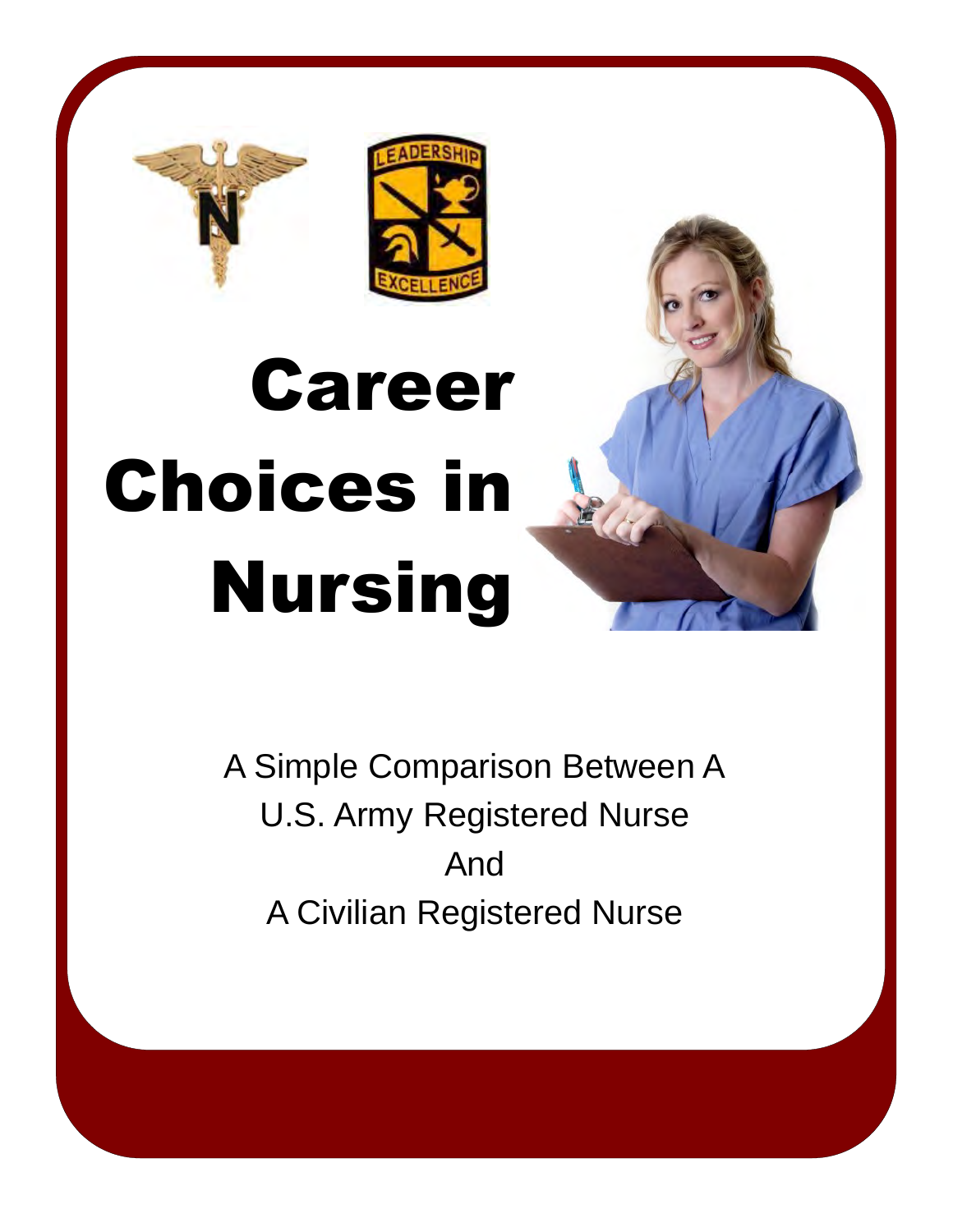# Career Choices in Nursing

A Simple Comparison Between A
U.S. Army Registered Nurse
And
A Civilian Registered Nurse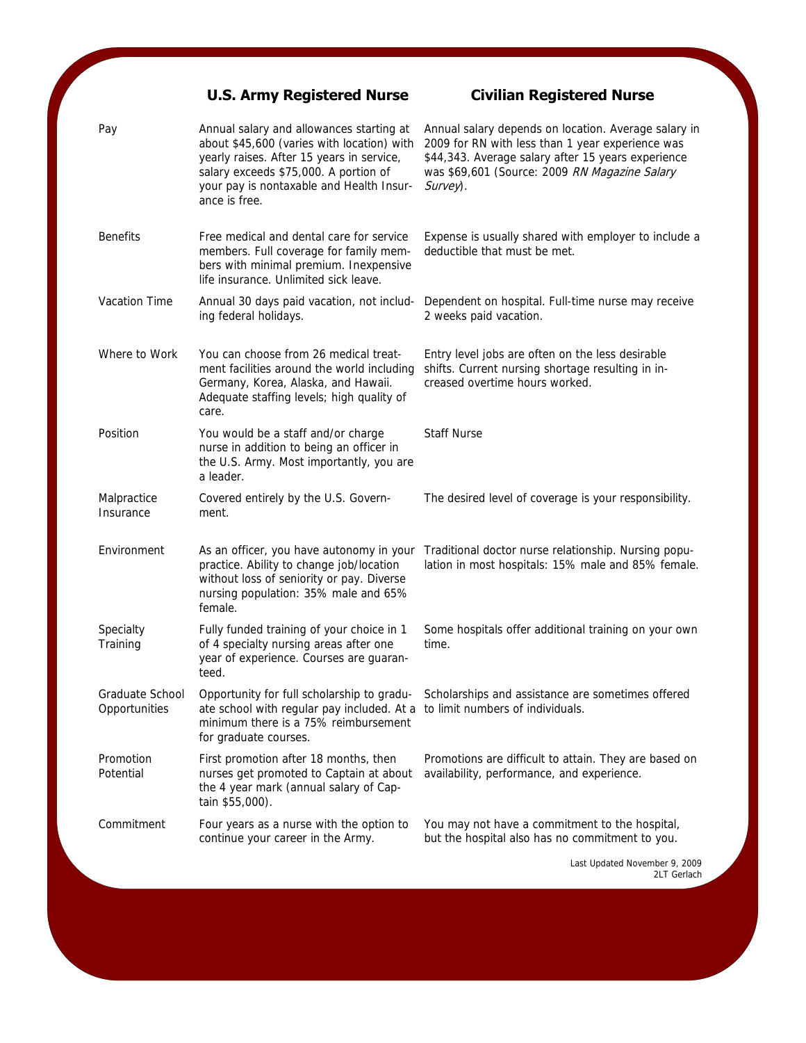| | U.S. Army Registered Nurse | Civilian Registered Nurse |
|---|---|---|
| Pay | Annual salary and allowances starting at about $45,600 (varies with location) with yearly raises. After 15 years in service, salary exceeds $75,000. A portion of your pay is nontaxable and Health Insurance is free. | Annual salary depends on location. Average salary in 2009 for RN with less than 1 year experience was $44,343. Average salary after 15 years experience was $69,601 (Source: 2009 *RN Magazine Salary Survey*). |
| Benefits | Free medical and dental care for service members. Full coverage for family members with minimal premium. Inexpensive life insurance. Unlimited sick leave. | Expense is usually shared with employer to include a deductible that must be met. |
| Vacation Time | Annual 30 days paid vacation, not including federal holidays. | Dependent on hospital. Full-time nurse may receive 2 weeks paid vacation. |
| Where to Work | You can choose from 26 medical treatment facilities around the world including Germany, Korea, Alaska, and Hawaii. Adequate staffing levels; high quality of care. | Entry level jobs are often on the less desirable shifts. Current nursing shortage resulting in increased overtime hours worked. |
| Position | You would be a staff and/or charge nurse in addition to being an officer in the U.S. Army. Most importantly, you are a leader. | Staff Nurse |
| Malpractice Insurance | Covered entirely by the U.S. Government. | The desired level of coverage is your responsibility. |
| Environment | As an officer, you have autonomy in your practice. Ability to change job/location without loss of seniority or pay. Diverse nursing population: 35% male and 65% female. | Traditional doctor nurse relationship. Nursing population in most hospitals: 15% male and 85% female. |
| Specialty Training | Fully funded training of your choice in 1 of 4 specialty nursing areas after one year of experience. Courses are guaranteed. | Some hospitals offer additional training on your own time. |
| Graduate School Opportunities | Opportunity for full scholarship to graduate school with regular pay included. At a minimum there is a 75% reimbursement for graduate courses. | Scholarships and assistance are sometimes offered to limit numbers of individuals. |
| Promotion Potential | First promotion after 18 months, then nurses get promoted to Captain at about the 4 year mark (annual salary of Captain $55,000). | Promotions are difficult to attain. They are based on availability, performance, and experience. |
| Commitment | Four years as a nurse with the option to continue your career in the Army. | You may not have a commitment to the hospital, but the hospital also has no commitment to you. |

Last Updated November 9, 2009
2LT Gerlach